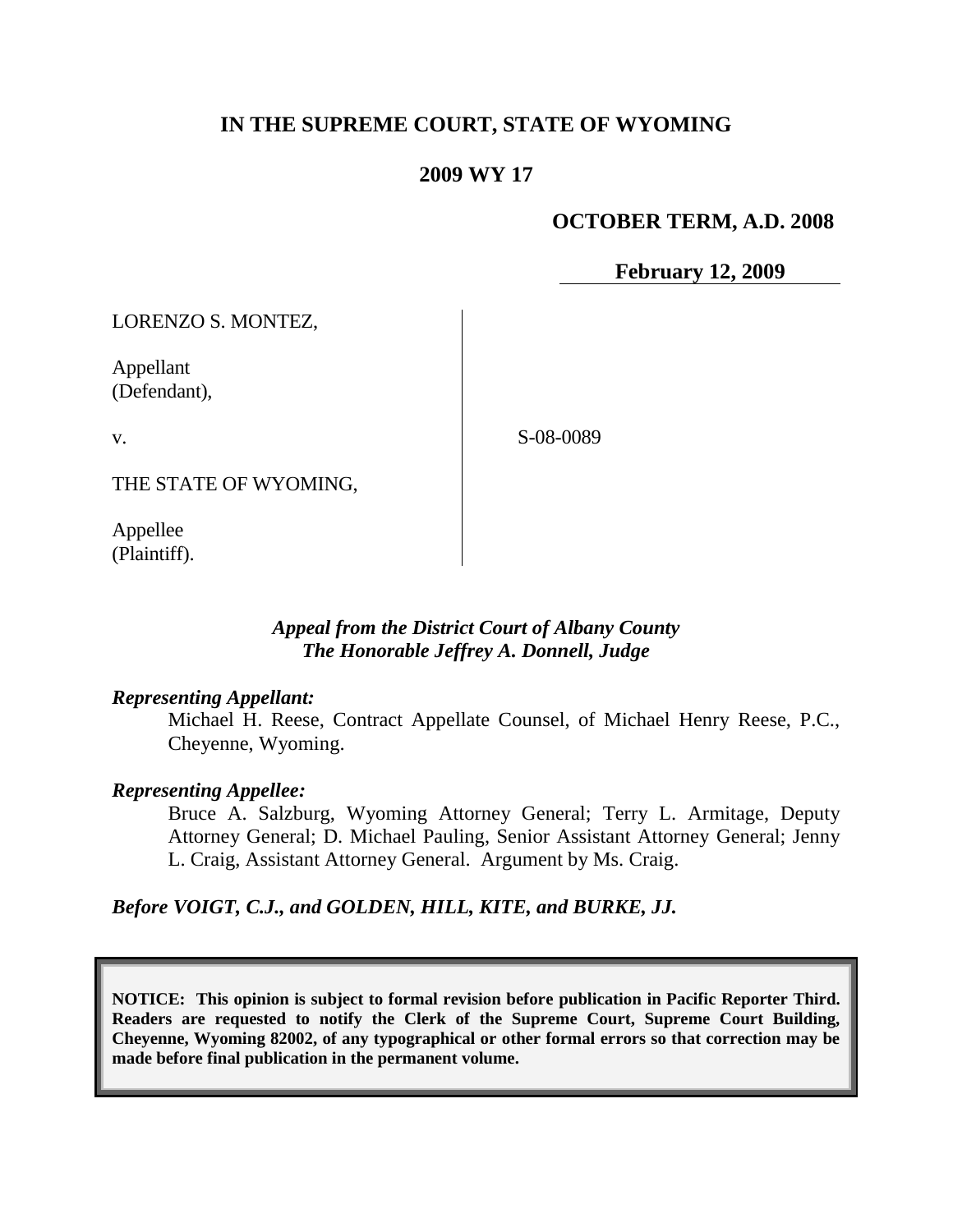# IN THE SUPREME COURT, STATE OF WYOMING

## 2009 WY 17

**OCTOBER TERM, A.D. 2008**

**February 12, 2009**

LORENZO S. MONTEZ,

Appellant
(Defendant),

v.

THE STATE OF WYOMING,

Appellee
(Plaintiff).

S-08-0089

*Appeal from the District Court of Albany County*
*The Honorable Jeffrey A. Donnell, Judge*

***Representing Appellant:***

Michael H. Reese, Contract Appellate Counsel, of Michael Henry Reese, P.C., Cheyenne, Wyoming.

***Representing Appellee:***

Bruce A. Salzburg, Wyoming Attorney General; Terry L. Armitage, Deputy Attorney General; D. Michael Pauling, Senior Assistant Attorney General; Jenny L. Craig, Assistant Attorney General. Argument by Ms. Craig.

***Before VOIGT, C.J., and GOLDEN, HILL, KITE, and BURKE, JJ.***

**NOTICE: This opinion is subject to formal revision before publication in Pacific Reporter Third. Readers are requested to notify the Clerk of the Supreme Court, Supreme Court Building, Cheyenne, Wyoming 82002, of any typographical or other formal errors so that correction may be made before final publication in the permanent volume.**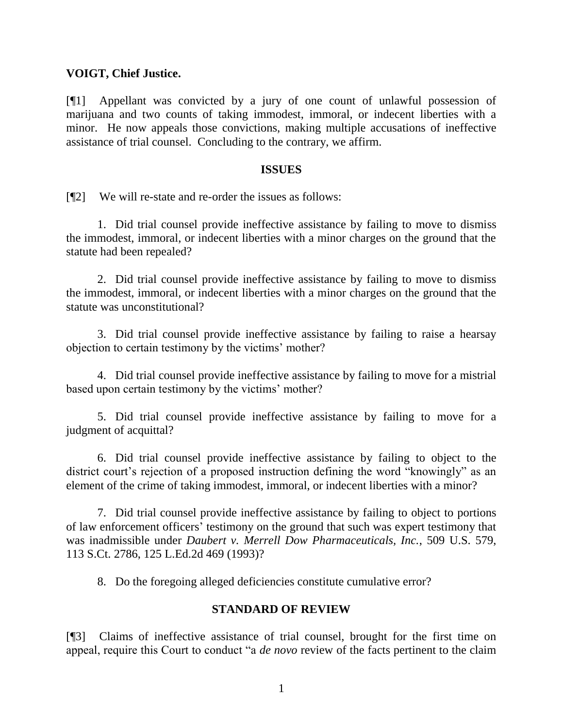**VOIGT, Chief Justice.**

[¶1] Appellant was convicted by a jury of one count of unlawful possession of marijuana and two counts of taking immodest, immoral, or indecent liberties with a minor. He now appeals those convictions, making multiple accusations of ineffective assistance of trial counsel. Concluding to the contrary, we affirm.

## ISSUES

[¶2] We will re-state and re-order the issues as follows:

1. Did trial counsel provide ineffective assistance by failing to move to dismiss the immodest, immoral, or indecent liberties with a minor charges on the ground that the statute had been repealed?

2. Did trial counsel provide ineffective assistance by failing to move to dismiss the immodest, immoral, or indecent liberties with a minor charges on the ground that the statute was unconstitutional?

3. Did trial counsel provide ineffective assistance by failing to raise a hearsay objection to certain testimony by the victims' mother?

4. Did trial counsel provide ineffective assistance by failing to move for a mistrial based upon certain testimony by the victims' mother?

5. Did trial counsel provide ineffective assistance by failing to move for a judgment of acquittal?

6. Did trial counsel provide ineffective assistance by failing to object to the district court's rejection of a proposed instruction defining the word "knowingly" as an element of the crime of taking immodest, immoral, or indecent liberties with a minor?

7. Did trial counsel provide ineffective assistance by failing to object to portions of law enforcement officers' testimony on the ground that such was expert testimony that was inadmissible under *Daubert v. Merrell Dow Pharmaceuticals, Inc.*, 509 U.S. 579, 113 S.Ct. 2786, 125 L.Ed.2d 469 (1993)?

8. Do the foregoing alleged deficiencies constitute cumulative error?

## STANDARD OF REVIEW

[¶3] Claims of ineffective assistance of trial counsel, brought for the first time on appeal, require this Court to conduct "a *de novo* review of the facts pertinent to the claim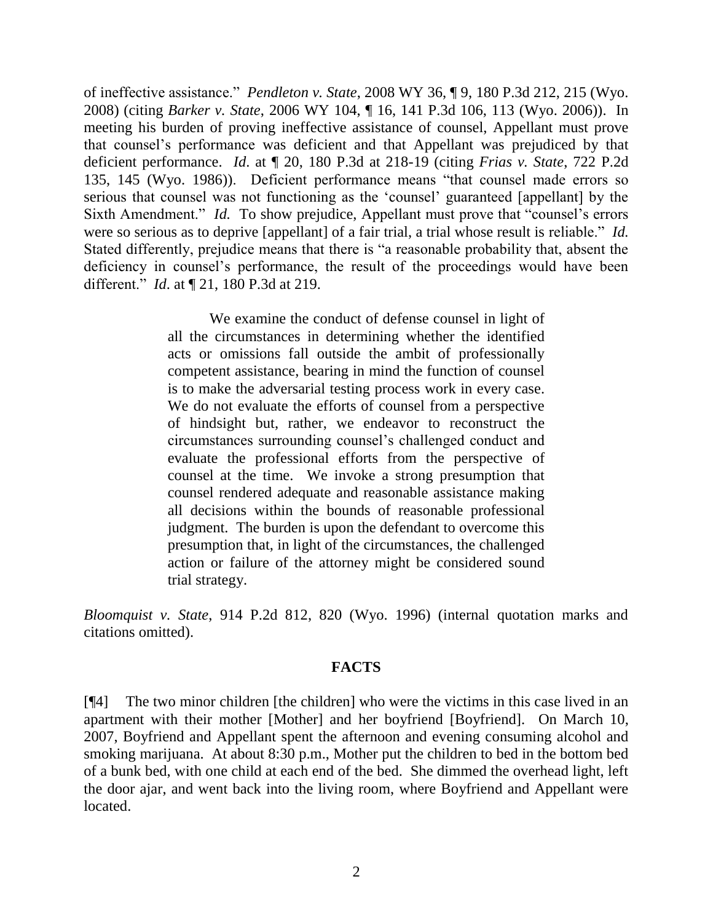of ineffective assistance." *Pendleton v. State*, 2008 WY 36, ¶ 9, 180 P.3d 212, 215 (Wyo. 2008) (citing *Barker v. State*, 2006 WY 104, ¶ 16, 141 P.3d 106, 113 (Wyo. 2006)). In meeting his burden of proving ineffective assistance of counsel, Appellant must prove that counsel's performance was deficient and that Appellant was prejudiced by that deficient performance. *Id*. at ¶ 20, 180 P.3d at 218-19 (citing *Frias v. State*, 722 P.2d 135, 145 (Wyo. 1986)). Deficient performance means "that counsel made errors so serious that counsel was not functioning as the 'counsel' guaranteed [appellant] by the Sixth Amendment." *Id.* To show prejudice, Appellant must prove that "counsel's errors were so serious as to deprive [appellant] of a fair trial, a trial whose result is reliable." *Id.* Stated differently, prejudice means that there is "a reasonable probability that, absent the deficiency in counsel's performance, the result of the proceedings would have been different." *Id*. at ¶ 21, 180 P.3d at 219.

> We examine the conduct of defense counsel in light of all the circumstances in determining whether the identified acts or omissions fall outside the ambit of professionally competent assistance, bearing in mind the function of counsel is to make the adversarial testing process work in every case. We do not evaluate the efforts of counsel from a perspective of hindsight but, rather, we endeavor to reconstruct the circumstances surrounding counsel's challenged conduct and evaluate the professional efforts from the perspective of counsel at the time. We invoke a strong presumption that counsel rendered adequate and reasonable assistance making all decisions within the bounds of reasonable professional judgment. The burden is upon the defendant to overcome this presumption that, in light of the circumstances, the challenged action or failure of the attorney might be considered sound trial strategy.

*Bloomquist v. State*, 914 P.2d 812, 820 (Wyo. 1996) (internal quotation marks and citations omitted).

## FACTS

[¶4] The two minor children [the children] who were the victims in this case lived in an apartment with their mother [Mother] and her boyfriend [Boyfriend]. On March 10, 2007, Boyfriend and Appellant spent the afternoon and evening consuming alcohol and smoking marijuana. At about 8:30 p.m., Mother put the children to bed in the bottom bed of a bunk bed, with one child at each end of the bed. She dimmed the overhead light, left the door ajar, and went back into the living room, where Boyfriend and Appellant were located.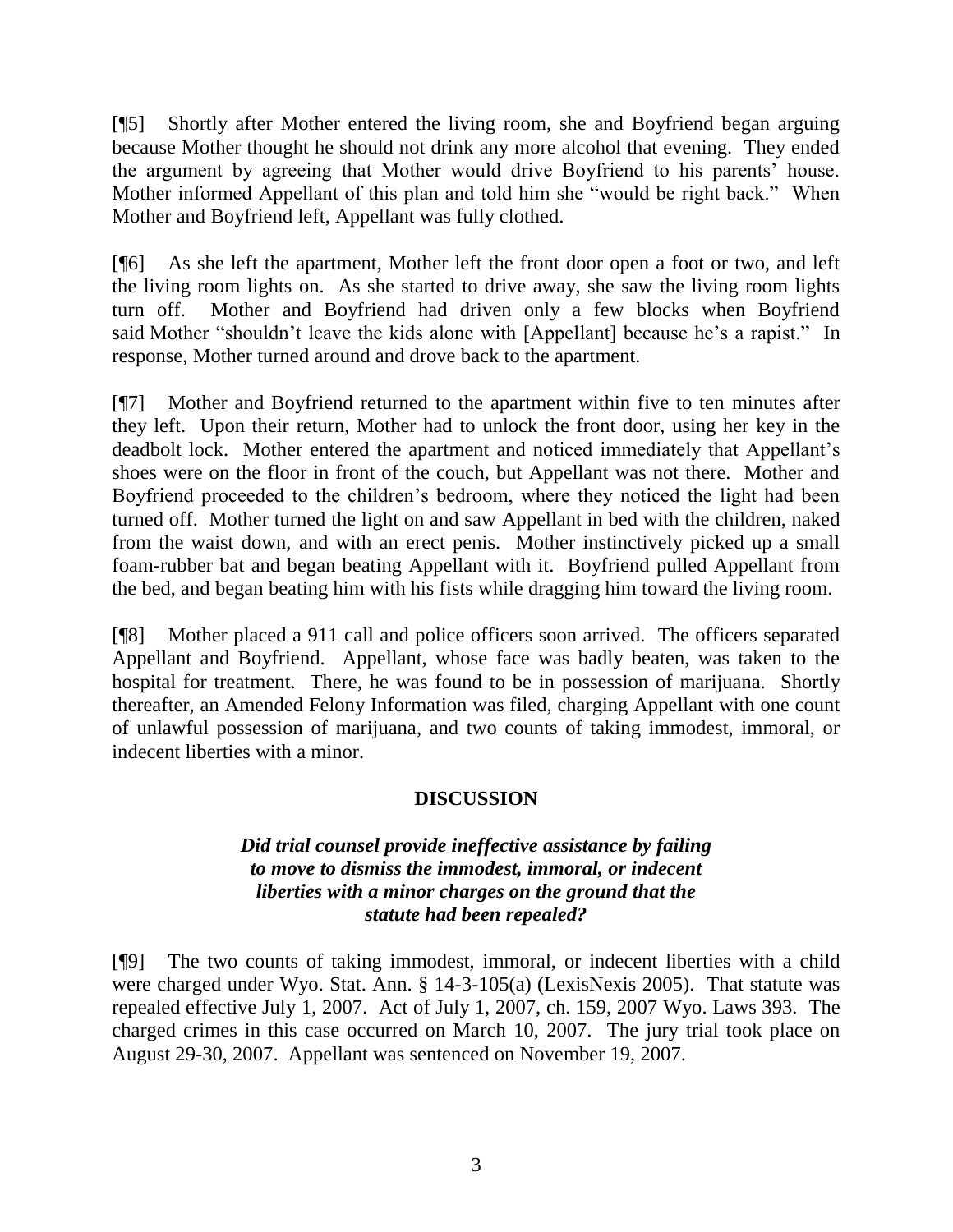[¶5] Shortly after Mother entered the living room, she and Boyfriend began arguing because Mother thought he should not drink any more alcohol that evening. They ended the argument by agreeing that Mother would drive Boyfriend to his parents' house. Mother informed Appellant of this plan and told him she "would be right back." When Mother and Boyfriend left, Appellant was fully clothed.

[¶6] As she left the apartment, Mother left the front door open a foot or two, and left the living room lights on. As she started to drive away, she saw the living room lights turn off. Mother and Boyfriend had driven only a few blocks when Boyfriend said Mother "shouldn't leave the kids alone with [Appellant] because he's a rapist." In response, Mother turned around and drove back to the apartment.

[¶7] Mother and Boyfriend returned to the apartment within five to ten minutes after they left. Upon their return, Mother had to unlock the front door, using her key in the deadbolt lock. Mother entered the apartment and noticed immediately that Appellant's shoes were on the floor in front of the couch, but Appellant was not there. Mother and Boyfriend proceeded to the children's bedroom, where they noticed the light had been turned off. Mother turned the light on and saw Appellant in bed with the children, naked from the waist down, and with an erect penis. Mother instinctively picked up a small foam-rubber bat and began beating Appellant with it. Boyfriend pulled Appellant from the bed, and began beating him with his fists while dragging him toward the living room.

[¶8] Mother placed a 911 call and police officers soon arrived. The officers separated Appellant and Boyfriend. Appellant, whose face was badly beaten, was taken to the hospital for treatment. There, he was found to be in possession of marijuana. Shortly thereafter, an Amended Felony Information was filed, charging Appellant with one count of unlawful possession of marijuana, and two counts of taking immodest, immoral, or indecent liberties with a minor.

## DISCUSSION

***Did trial counsel provide ineffective assistance by failing to move to dismiss the immodest, immoral, or indecent liberties with a minor charges on the ground that the statute had been repealed?***

[¶9] The two counts of taking immodest, immoral, or indecent liberties with a child were charged under Wyo. Stat. Ann. § 14-3-105(a) (LexisNexis 2005). That statute was repealed effective July 1, 2007. Act of July 1, 2007, ch. 159, 2007 Wyo. Laws 393. The charged crimes in this case occurred on March 10, 2007. The jury trial took place on August 29-30, 2007. Appellant was sentenced on November 19, 2007.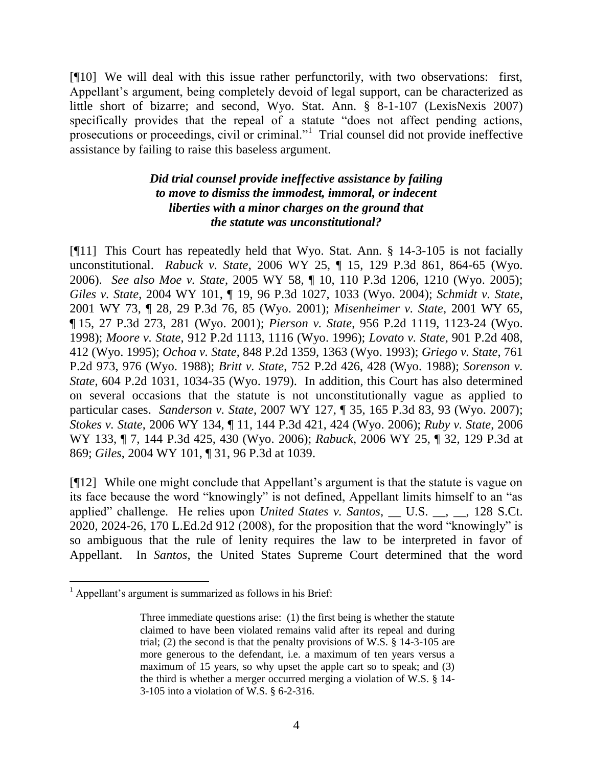[¶10] We will deal with this issue rather perfunctorily, with two observations: first, Appellant's argument, being completely devoid of legal support, can be characterized as little short of bizarre; and second, Wyo. Stat. Ann. § 8-1-107 (LexisNexis 2007) specifically provides that the repeal of a statute "does not affect pending actions, prosecutions or proceedings, civil or criminal."[1] Trial counsel did not provide ineffective assistance by failing to raise this baseless argument.

***Did trial counsel provide ineffective assistance by failing to move to dismiss the immodest, immoral, or indecent liberties with a minor charges on the ground that the statute was unconstitutional?***

[¶11] This Court has repeatedly held that Wyo. Stat. Ann. § 14-3-105 is not facially unconstitutional. *Rabuck v. State*, 2006 WY 25, ¶ 15, 129 P.3d 861, 864-65 (Wyo. 2006). *See also Moe v. State*, 2005 WY 58, ¶ 10, 110 P.3d 1206, 1210 (Wyo. 2005); *Giles v. State*, 2004 WY 101, ¶ 19, 96 P.3d 1027, 1033 (Wyo. 2004); *Schmidt v. State*, 2001 WY 73, ¶ 28, 29 P.3d 76, 85 (Wyo. 2001); *Misenheimer v. State*, 2001 WY 65, ¶ 15, 27 P.3d 273, 281 (Wyo. 2001); *Pierson v. State*, 956 P.2d 1119, 1123-24 (Wyo. 1998); *Moore v. State*, 912 P.2d 1113, 1116 (Wyo. 1996); *Lovato v. State*, 901 P.2d 408, 412 (Wyo. 1995); *Ochoa v. State*, 848 P.2d 1359, 1363 (Wyo. 1993); *Griego v. State*, 761 P.2d 973, 976 (Wyo. 1988); *Britt v. State*, 752 P.2d 426, 428 (Wyo. 1988); *Sorenson v. State*, 604 P.2d 1031, 1034-35 (Wyo. 1979). In addition, this Court has also determined on several occasions that the statute is not unconstitutionally vague as applied to particular cases. *Sanderson v. State*, 2007 WY 127, ¶ 35, 165 P.3d 83, 93 (Wyo. 2007); *Stokes v. State*, 2006 WY 134, ¶ 11, 144 P.3d 421, 424 (Wyo. 2006); *Ruby v. State*, 2006 WY 133, ¶ 7, 144 P.3d 425, 430 (Wyo. 2006); *Rabuck*, 2006 WY 25, ¶ 32, 129 P.3d at 869; *Giles*, 2004 WY 101, ¶ 31, 96 P.3d at 1039.

[¶12] While one might conclude that Appellant's argument is that the statute is vague on its face because the word "knowingly" is not defined, Appellant limits himself to an "as applied" challenge. He relies upon *United States v. Santos*, __ U.S. __, __, 128 S.Ct. 2020, 2024-26, 170 L.Ed.2d 912 (2008), for the proposition that the word "knowingly" is so ambiguous that the rule of lenity requires the law to be interpreted in favor of Appellant. In *Santos*, the United States Supreme Court determined that the word

---

[1] Appellant's argument is summarized as follows in his Brief:

> Three immediate questions arise: (1) the first being is whether the statute claimed to have been violated remains valid after its repeal and during trial; (2) the second is that the penalty provisions of W.S. § 14-3-105 are more generous to the defendant, i.e. a maximum of ten years versus a maximum of 15 years, so why upset the apple cart so to speak; and (3) the third is whether a merger occurred merging a violation of W.S. § 14-3-105 into a violation of W.S. § 6-2-316.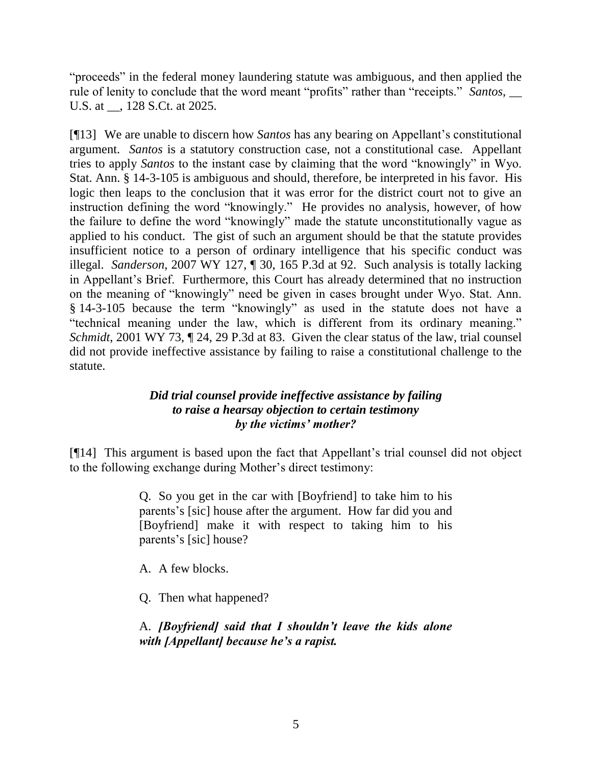"proceeds" in the federal money laundering statute was ambiguous, and then applied the rule of lenity to conclude that the word meant "profits" rather than "receipts." *Santos*, __ U.S. at __, 128 S.Ct. at 2025.

[¶13] We are unable to discern how *Santos* has any bearing on Appellant's constitutional argument. *Santos* is a statutory construction case, not a constitutional case. Appellant tries to apply *Santos* to the instant case by claiming that the word "knowingly" in Wyo. Stat. Ann. § 14-3-105 is ambiguous and should, therefore, be interpreted in his favor. His logic then leaps to the conclusion that it was error for the district court not to give an instruction defining the word "knowingly." He provides no analysis, however, of how the failure to define the word "knowingly" made the statute unconstitutionally vague as applied to his conduct. The gist of such an argument should be that the statute provides insufficient notice to a person of ordinary intelligence that his specific conduct was illegal. *Sanderson*, 2007 WY 127, ¶ 30, 165 P.3d at 92. Such analysis is totally lacking in Appellant's Brief. Furthermore, this Court has already determined that no instruction on the meaning of "knowingly" need be given in cases brought under Wyo. Stat. Ann. § 14-3-105 because the term "knowingly" as used in the statute does not have a "technical meaning under the law, which is different from its ordinary meaning." *Schmidt*, 2001 WY 73, ¶ 24, 29 P.3d at 83. Given the clear status of the law, trial counsel did not provide ineffective assistance by failing to raise a constitutional challenge to the statute.

### *Did trial counsel provide ineffective assistance by failing to raise a hearsay objection to certain testimony by the victims' mother?*

[¶14] This argument is based upon the fact that Appellant's trial counsel did not object to the following exchange during Mother's direct testimony:

> Q. So you get in the car with [Boyfriend] to take him to his parents's [sic] house after the argument. How far did you and [Boyfriend] make it with respect to taking him to his parents's [sic] house?
>
> A. A few blocks.
>
> Q. Then what happened?
>
> A. ***[Boyfriend] said that I shouldn't leave the kids alone with [Appellant] because he's a rapist.***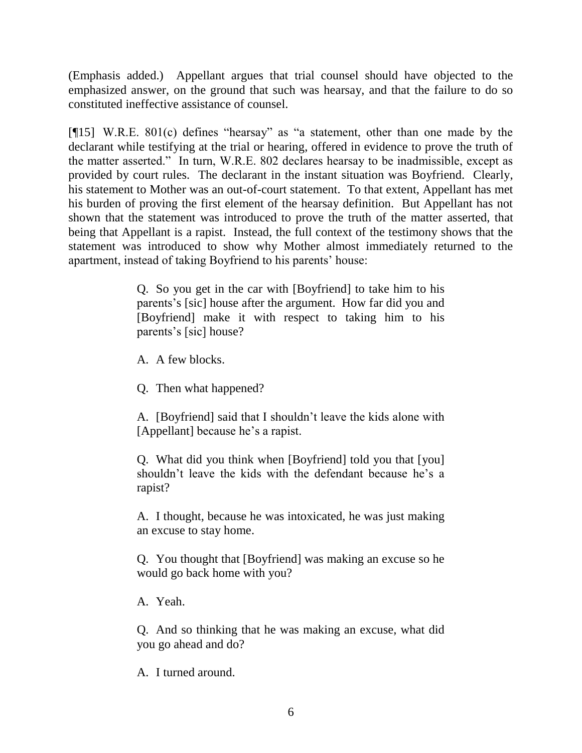(Emphasis added.) Appellant argues that trial counsel should have objected to the emphasized answer, on the ground that such was hearsay, and that the failure to do so constituted ineffective assistance of counsel.

[¶15] W.R.E. 801(c) defines "hearsay" as "a statement, other than one made by the declarant while testifying at the trial or hearing, offered in evidence to prove the truth of the matter asserted." In turn, W.R.E. 802 declares hearsay to be inadmissible, except as provided by court rules. The declarant in the instant situation was Boyfriend. Clearly, his statement to Mother was an out-of-court statement. To that extent, Appellant has met his burden of proving the first element of the hearsay definition. But Appellant has not shown that the statement was introduced to prove the truth of the matter asserted, that being that Appellant is a rapist. Instead, the full context of the testimony shows that the statement was introduced to show why Mother almost immediately returned to the apartment, instead of taking Boyfriend to his parents' house:

> Q. So you get in the car with [Boyfriend] to take him to his parents's [sic] house after the argument. How far did you and [Boyfriend] make it with respect to taking him to his parents's [sic] house?
>
> A. A few blocks.
>
> Q. Then what happened?
>
> A. [Boyfriend] said that I shouldn't leave the kids alone with [Appellant] because he's a rapist.
>
> Q. What did you think when [Boyfriend] told you that [you] shouldn't leave the kids with the defendant because he's a rapist?
>
> A. I thought, because he was intoxicated, he was just making an excuse to stay home.
>
> Q. You thought that [Boyfriend] was making an excuse so he would go back home with you?
>
> A. Yeah.
>
> Q. And so thinking that he was making an excuse, what did you go ahead and do?
>
> A. I turned around.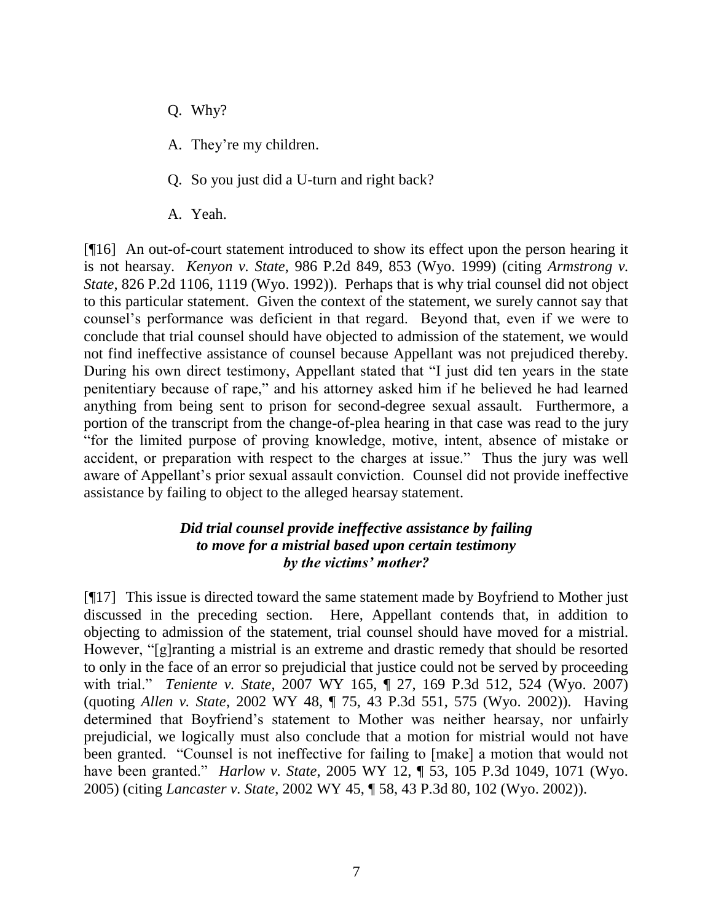Q. Why?

A. They're my children.

Q. So you just did a U-turn and right back?

A. Yeah.

[¶16] An out-of-court statement introduced to show its effect upon the person hearing it is not hearsay. *Kenyon v. State*, 986 P.2d 849, 853 (Wyo. 1999) (citing *Armstrong v. State*, 826 P.2d 1106, 1119 (Wyo. 1992)). Perhaps that is why trial counsel did not object to this particular statement. Given the context of the statement, we surely cannot say that counsel's performance was deficient in that regard. Beyond that, even if we were to conclude that trial counsel should have objected to admission of the statement, we would not find ineffective assistance of counsel because Appellant was not prejudiced thereby. During his own direct testimony, Appellant stated that "I just did ten years in the state penitentiary because of rape," and his attorney asked him if he believed he had learned anything from being sent to prison for second-degree sexual assault. Furthermore, a portion of the transcript from the change-of-plea hearing in that case was read to the jury "for the limited purpose of proving knowledge, motive, intent, absence of mistake or accident, or preparation with respect to the charges at issue." Thus the jury was well aware of Appellant's prior sexual assault conviction. Counsel did not provide ineffective assistance by failing to object to the alleged hearsay statement.

### *Did trial counsel provide ineffective assistance by failing to move for a mistrial based upon certain testimony by the victims' mother?*

[¶17] This issue is directed toward the same statement made by Boyfriend to Mother just discussed in the preceding section. Here, Appellant contends that, in addition to objecting to admission of the statement, trial counsel should have moved for a mistrial. However, "[g]ranting a mistrial is an extreme and drastic remedy that should be resorted to only in the face of an error so prejudicial that justice could not be served by proceeding with trial." *Teniente v. State*, 2007 WY 165, ¶ 27, 169 P.3d 512, 524 (Wyo. 2007) (quoting *Allen v. State*, 2002 WY 48, ¶ 75, 43 P.3d 551, 575 (Wyo. 2002)). Having determined that Boyfriend's statement to Mother was neither hearsay, nor unfairly prejudicial, we logically must also conclude that a motion for mistrial would not have been granted. "Counsel is not ineffective for failing to [make] a motion that would not have been granted." *Harlow v. State*, 2005 WY 12, ¶ 53, 105 P.3d 1049, 1071 (Wyo. 2005) (citing *Lancaster v. State*, 2002 WY 45, ¶ 58, 43 P.3d 80, 102 (Wyo. 2002)).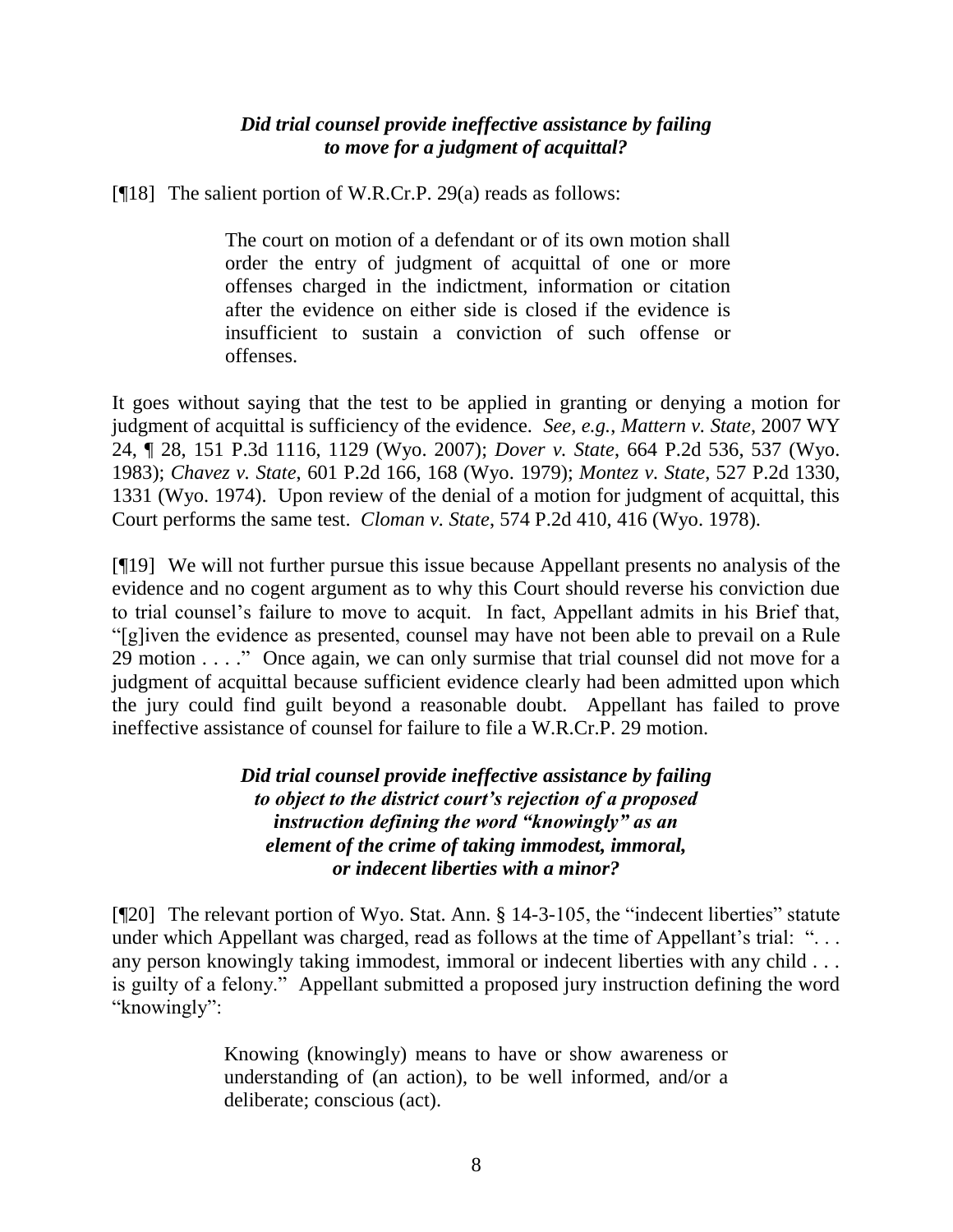***Did trial counsel provide ineffective assistance by failing to move for a judgment of acquittal?***

[¶18] The salient portion of W.R.Cr.P. 29(a) reads as follows:

> The court on motion of a defendant or of its own motion shall order the entry of judgment of acquittal of one or more offenses charged in the indictment, information or citation after the evidence on either side is closed if the evidence is insufficient to sustain a conviction of such offense or offenses.

It goes without saying that the test to be applied in granting or denying a motion for judgment of acquittal is sufficiency of the evidence. *See, e.g.*, *Mattern v. State*, 2007 WY 24, ¶ 28, 151 P.3d 1116, 1129 (Wyo. 2007); *Dover v. State*, 664 P.2d 536, 537 (Wyo. 1983); *Chavez v. State*, 601 P.2d 166, 168 (Wyo. 1979); *Montez v. State*, 527 P.2d 1330, 1331 (Wyo. 1974). Upon review of the denial of a motion for judgment of acquittal, this Court performs the same test. *Cloman v. State*, 574 P.2d 410, 416 (Wyo. 1978).

[¶19] We will not further pursue this issue because Appellant presents no analysis of the evidence and no cogent argument as to why this Court should reverse his conviction due to trial counsel's failure to move to acquit. In fact, Appellant admits in his Brief that, "[g]iven the evidence as presented, counsel may have not been able to prevail on a Rule 29 motion . . . ." Once again, we can only surmise that trial counsel did not move for a judgment of acquittal because sufficient evidence clearly had been admitted upon which the jury could find guilt beyond a reasonable doubt. Appellant has failed to prove ineffective assistance of counsel for failure to file a W.R.Cr.P. 29 motion.

***Did trial counsel provide ineffective assistance by failing to object to the district court's rejection of a proposed instruction defining the word "knowingly" as an element of the crime of taking immodest, immoral, or indecent liberties with a minor?***

[¶20] The relevant portion of Wyo. Stat. Ann. § 14-3-105, the "indecent liberties" statute under which Appellant was charged, read as follows at the time of Appellant's trial: ". . . any person knowingly taking immodest, immoral or indecent liberties with any child . . . is guilty of a felony." Appellant submitted a proposed jury instruction defining the word "knowingly":

> Knowing (knowingly) means to have or show awareness or understanding of (an action), to be well informed, and/or a deliberate; conscious (act).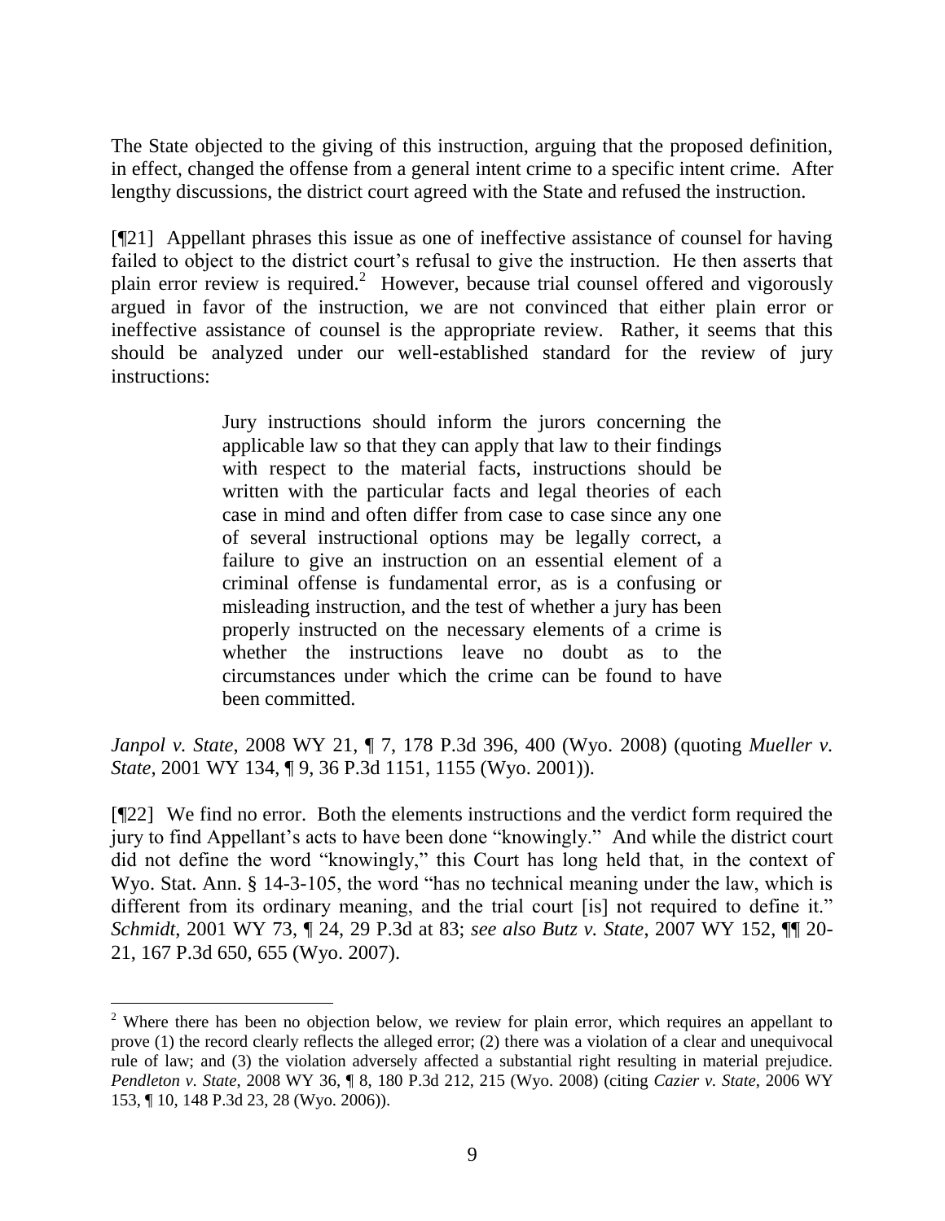The State objected to the giving of this instruction, arguing that the proposed definition, in effect, changed the offense from a general intent crime to a specific intent crime. After lengthy discussions, the district court agreed with the State and refused the instruction.

[¶21] Appellant phrases this issue as one of ineffective assistance of counsel for having failed to object to the district court's refusal to give the instruction. He then asserts that plain error review is required.[2] However, because trial counsel offered and vigorously argued in favor of the instruction, we are not convinced that either plain error or ineffective assistance of counsel is the appropriate review. Rather, it seems that this should be analyzed under our well-established standard for the review of jury instructions:

> Jury instructions should inform the jurors concerning the applicable law so that they can apply that law to their findings with respect to the material facts, instructions should be written with the particular facts and legal theories of each case in mind and often differ from case to case since any one of several instructional options may be legally correct, a failure to give an instruction on an essential element of a criminal offense is fundamental error, as is a confusing or misleading instruction, and the test of whether a jury has been properly instructed on the necessary elements of a crime is whether the instructions leave no doubt as to the circumstances under which the crime can be found to have been committed.

*Janpol v. State*, 2008 WY 21, ¶ 7, 178 P.3d 396, 400 (Wyo. 2008) (quoting *Mueller v. State*, 2001 WY 134, ¶ 9, 36 P.3d 1151, 1155 (Wyo. 2001)).

[¶22] We find no error. Both the elements instructions and the verdict form required the jury to find Appellant's acts to have been done "knowingly." And while the district court did not define the word "knowingly," this Court has long held that, in the context of Wyo. Stat. Ann. § 14-3-105, the word "has no technical meaning under the law, which is different from its ordinary meaning, and the trial court [is] not required to define it." *Schmidt*, 2001 WY 73, ¶ 24, 29 P.3d at 83; *see also Butz v. State*, 2007 WY 152, ¶¶ 20-21, 167 P.3d 650, 655 (Wyo. 2007).

---

[2] Where there has been no objection below, we review for plain error, which requires an appellant to prove (1) the record clearly reflects the alleged error; (2) there was a violation of a clear and unequivocal rule of law; and (3) the violation adversely affected a substantial right resulting in material prejudice. *Pendleton v. State*, 2008 WY 36, ¶ 8, 180 P.3d 212, 215 (Wyo. 2008) (citing *Cazier v. State*, 2006 WY 153, ¶ 10, 148 P.3d 23, 28 (Wyo. 2006)).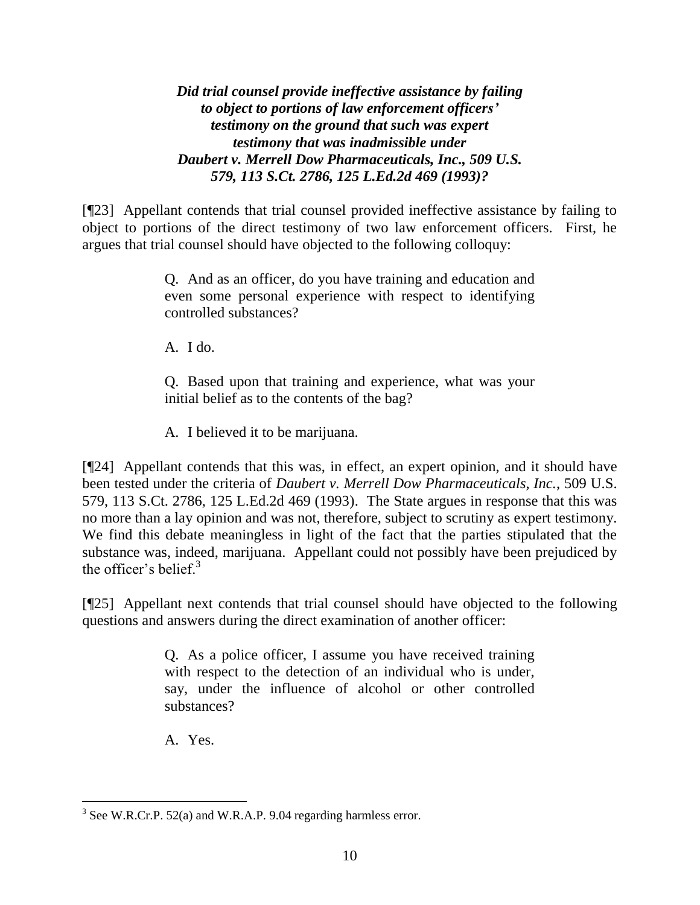***Did trial counsel provide ineffective assistance by failing to object to portions of law enforcement officers' testimony on the ground that such was expert testimony that was inadmissible under Daubert v. Merrell Dow Pharmaceuticals, Inc., 509 U.S. 579, 113 S.Ct. 2786, 125 L.Ed.2d 469 (1993)?***

[¶23] Appellant contends that trial counsel provided ineffective assistance by failing to object to portions of the direct testimony of two law enforcement officers. First, he argues that trial counsel should have objected to the following colloquy:

> Q. And as an officer, do you have training and education and even some personal experience with respect to identifying controlled substances?
>
> A. I do.
>
> Q. Based upon that training and experience, what was your initial belief as to the contents of the bag?
>
> A. I believed it to be marijuana.

[¶24] Appellant contends that this was, in effect, an expert opinion, and it should have been tested under the criteria of *Daubert v. Merrell Dow Pharmaceuticals, Inc.*, 509 U.S. 579, 113 S.Ct. 2786, 125 L.Ed.2d 469 (1993). The State argues in response that this was no more than a lay opinion and was not, therefore, subject to scrutiny as expert testimony. We find this debate meaningless in light of the fact that the parties stipulated that the substance was, indeed, marijuana. Appellant could not possibly have been prejudiced by the officer's belief.[3]

[¶25] Appellant next contends that trial counsel should have objected to the following questions and answers during the direct examination of another officer:

> Q. As a police officer, I assume you have received training with respect to the detection of an individual who is under, say, under the influence of alcohol or other controlled substances?
>
> A. Yes.

---

[3] See W.R.Cr.P. 52(a) and W.R.A.P. 9.04 regarding harmless error.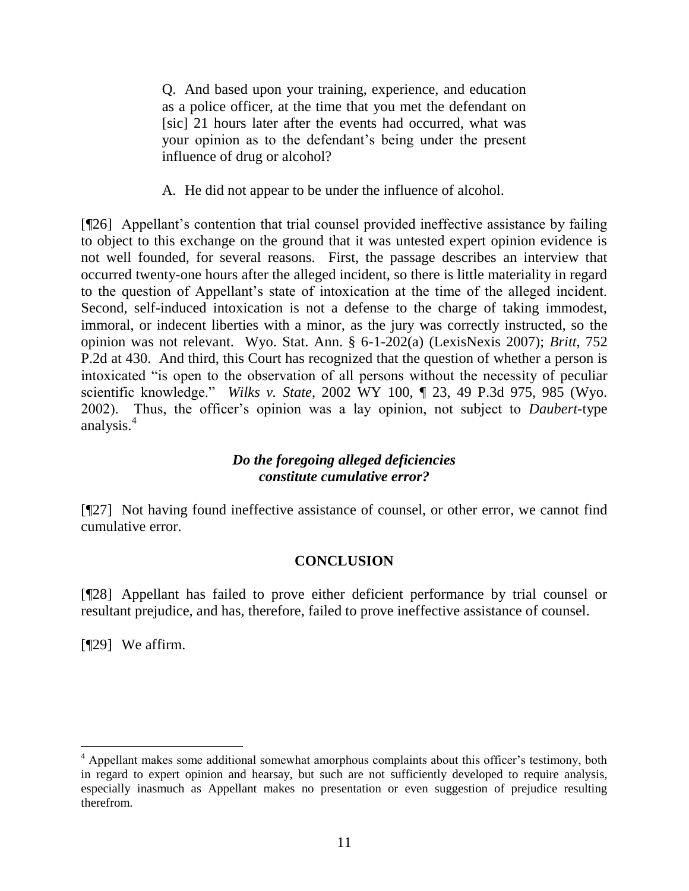> Q. And based upon your training, experience, and education as a police officer, at the time that you met the defendant on [sic] 21 hours later after the events had occurred, what was your opinion as to the defendant's being under the present influence of drug or alcohol?
>
> A. He did not appear to be under the influence of alcohol.

[¶26] Appellant's contention that trial counsel provided ineffective assistance by failing to object to this exchange on the ground that it was untested expert opinion evidence is not well founded, for several reasons. First, the passage describes an interview that occurred twenty-one hours after the alleged incident, so there is little materiality in regard to the question of Appellant's state of intoxication at the time of the alleged incident. Second, self-induced intoxication is not a defense to the charge of taking immodest, immoral, or indecent liberties with a minor, as the jury was correctly instructed, so the opinion was not relevant. Wyo. Stat. Ann. § 6-1-202(a) (LexisNexis 2007); *Britt*, 752 P.2d at 430. And third, this Court has recognized that the question of whether a person is intoxicated "is open to the observation of all persons without the necessity of peculiar scientific knowledge." *Wilks v. State*, 2002 WY 100, ¶ 23, 49 P.3d 975, 985 (Wyo. 2002). Thus, the officer's opinion was a lay opinion, not subject to *Daubert*-type analysis.[4]

### *Do the foregoing alleged deficiencies constitute cumulative error?*

[¶27] Not having found ineffective assistance of counsel, or other error, we cannot find cumulative error.

## CONCLUSION

[¶28] Appellant has failed to prove either deficient performance by trial counsel or resultant prejudice, and has, therefore, failed to prove ineffective assistance of counsel.

[¶29] We affirm.

---

[4] Appellant makes some additional somewhat amorphous complaints about this officer's testimony, both in regard to expert opinion and hearsay, but such are not sufficiently developed to require analysis, especially inasmuch as Appellant makes no presentation or even suggestion of prejudice resulting therefrom.